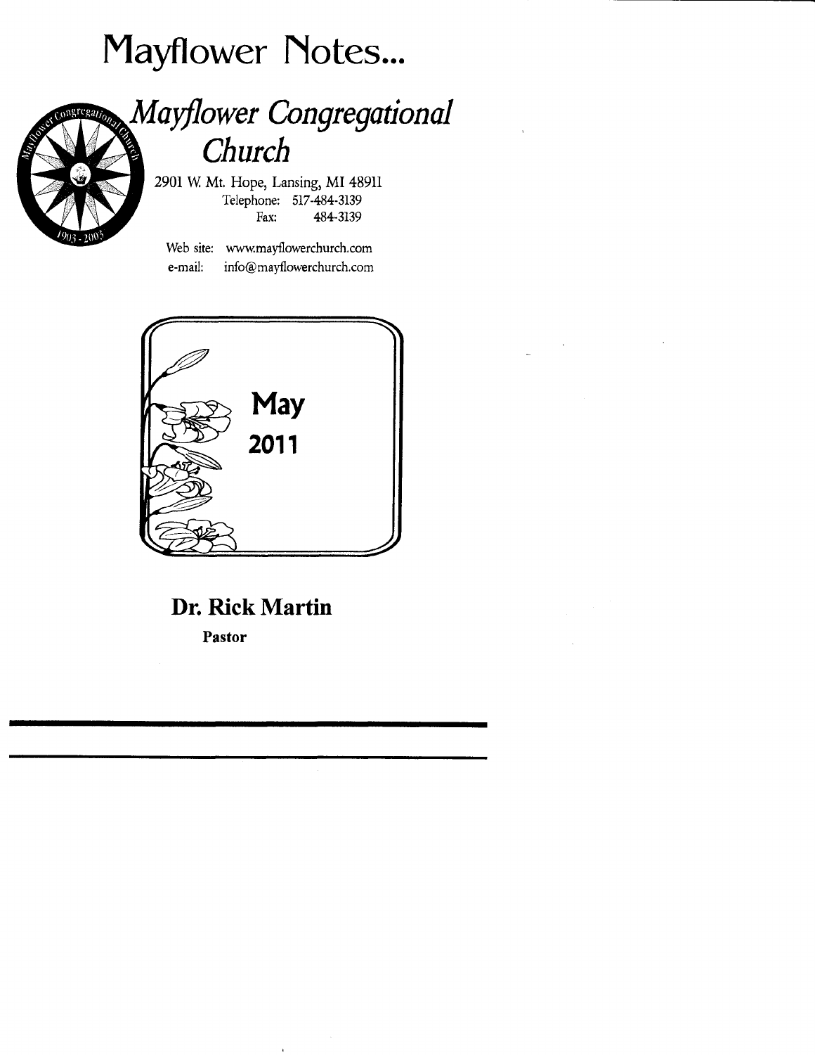# Mayflower Notes...

## *Mayflower Congregational Church*

2901 W. Mt. Hope, Lansing, MI 48911
Telephone: 517-484-3139
Fax: 484-3139

Web site: www.mayflowerchurch.com
e-mail: info@mayflowerchurch.com

**May**
**2011**

**Dr. Rick Martin**
**Pastor**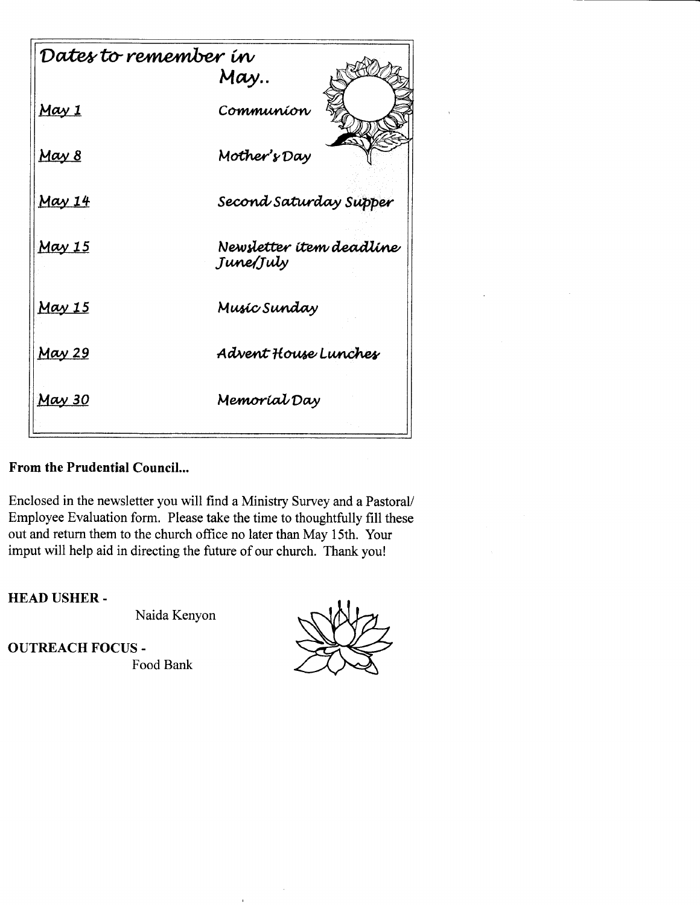## Dates to remember in May..

| | |
|---|---|
| May 1 | Communion |
| May 8 | Mother's Day |
| May 14 | Second Saturday Supper |
| May 15 | Newsletter item deadline June/July |
| May 15 | Music Sunday |
| May 29 | Advent House Lunches |
| May 30 | Memorial Day |

**From the Prudential Council...**

Enclosed in the newsletter you will find a Ministry Survey and a Pastoral/ Employee Evaluation form. Please take the time to thoughtfully fill these out and return them to the church office no later than May 15th. Your imput will help aid in directing the future of our church. Thank you!

**HEAD USHER -**

Naida Kenyon

**OUTREACH FOCUS -**

Food Bank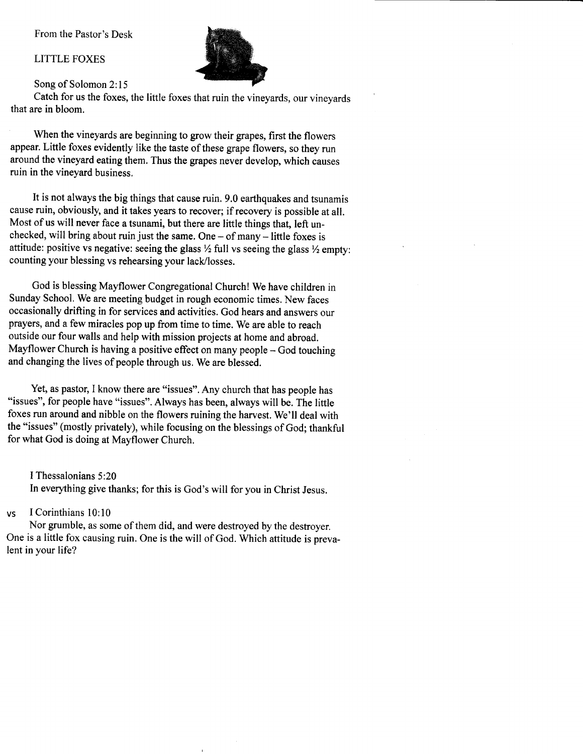From the Pastor's Desk

## LITTLE FOXES

Song of Solomon 2:15

Catch for us the foxes, the little foxes that ruin the vineyards, our vineyards that are in bloom.

When the vineyards are beginning to grow their grapes, first the flowers appear. Little foxes evidently like the taste of these grape flowers, so they run around the vineyard eating them. Thus the grapes never develop, which causes ruin in the vineyard business.

It is not always the big things that cause ruin. 9.0 earthquakes and tsunamis cause ruin, obviously, and it takes years to recover; if recovery is possible at all. Most of us will never face a tsunami, but there are little things that, left unchecked, will bring about ruin just the same. One – of many – little foxes is attitude: positive vs negative: seeing the glass ½ full vs seeing the glass ½ empty: counting your blessing vs rehearsing your lack/losses.

God is blessing Mayflower Congregational Church! We have children in Sunday School. We are meeting budget in rough economic times. New faces occasionally drifting in for services and activities. God hears and answers our prayers, and a few miracles pop up from time to time. We are able to reach outside our four walls and help with mission projects at home and abroad. Mayflower Church is having a positive effect on many people – God touching and changing the lives of people through us. We are blessed.

Yet, as pastor, I know there are "issues". Any church that has people has "issues", for people have "issues". Always has been, always will be. The little foxes run around and nibble on the flowers ruining the harvest. We'll deal with the "issues" (mostly privately), while focusing on the blessings of God; thankful for what God is doing at Mayflower Church.

I Thessalonians 5:20

In everything give thanks; for this is God's will for you in Christ Jesus.

vs I Corinthians 10:10

Nor grumble, as some of them did, and were destroyed by the destroyer. One is a little fox causing ruin. One is the will of God. Which attitude is prevalent in your life?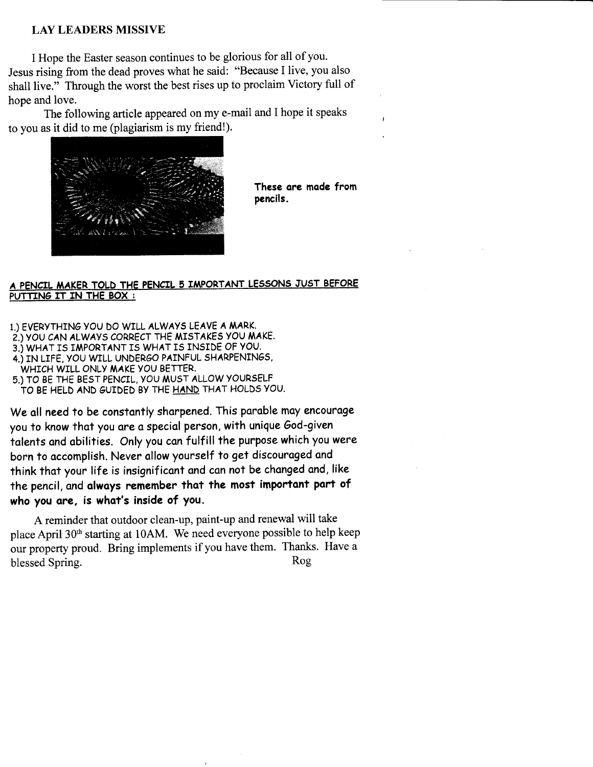## LAY LEADERS MISSIVE

I Hope the Easter season continues to be glorious for all of you. Jesus rising from the dead proves what he said: "Because I live, you also shall live." Through the worst the best rises up to proclaim Victory full of hope and love.

The following article appeared on my e-mail and I hope it speaks to you as it did to me (plagiarism is my friend!).

**These are made from pencils.**

**A PENCIL MAKER TOLD THE PENCIL 5 IMPORTANT LESSONS JUST BEFORE PUTTING IT IN THE BOX :**

1.) EVERYTHING YOU DO WILL ALWAYS LEAVE A MARK.
2.) YOU CAN ALWAYS CORRECT THE MISTAKES YOU MAKE.
3.) WHAT IS IMPORTANT IS WHAT IS INSIDE OF YOU.
4.) IN LIFE, YOU WILL UNDERGO PAINFUL SHARPENINGS, WHICH WILL ONLY MAKE YOU BETTER.
5.) TO BE THE BEST PENCIL, YOU MUST ALLOW YOURSELF TO BE HELD AND GUIDED BY THE HAND THAT HOLDS YOU.

We all need to be constantly sharpened. This parable may encourage you to know that you are a special person, with unique God-given talents and abilities. Only you can fulfill the purpose which you were born to accomplish. Never allow yourself to get discouraged and think that your life is insignificant and can not be changed and, like the pencil, and **always remember that the most important part of who you are, is what's inside of you.**

A reminder that outdoor clean-up, paint-up and renewal will take place April 30th starting at 10AM. We need everyone possible to help keep our property proud. Bring implements if you have them. Thanks. Have a blessed Spring.

Rog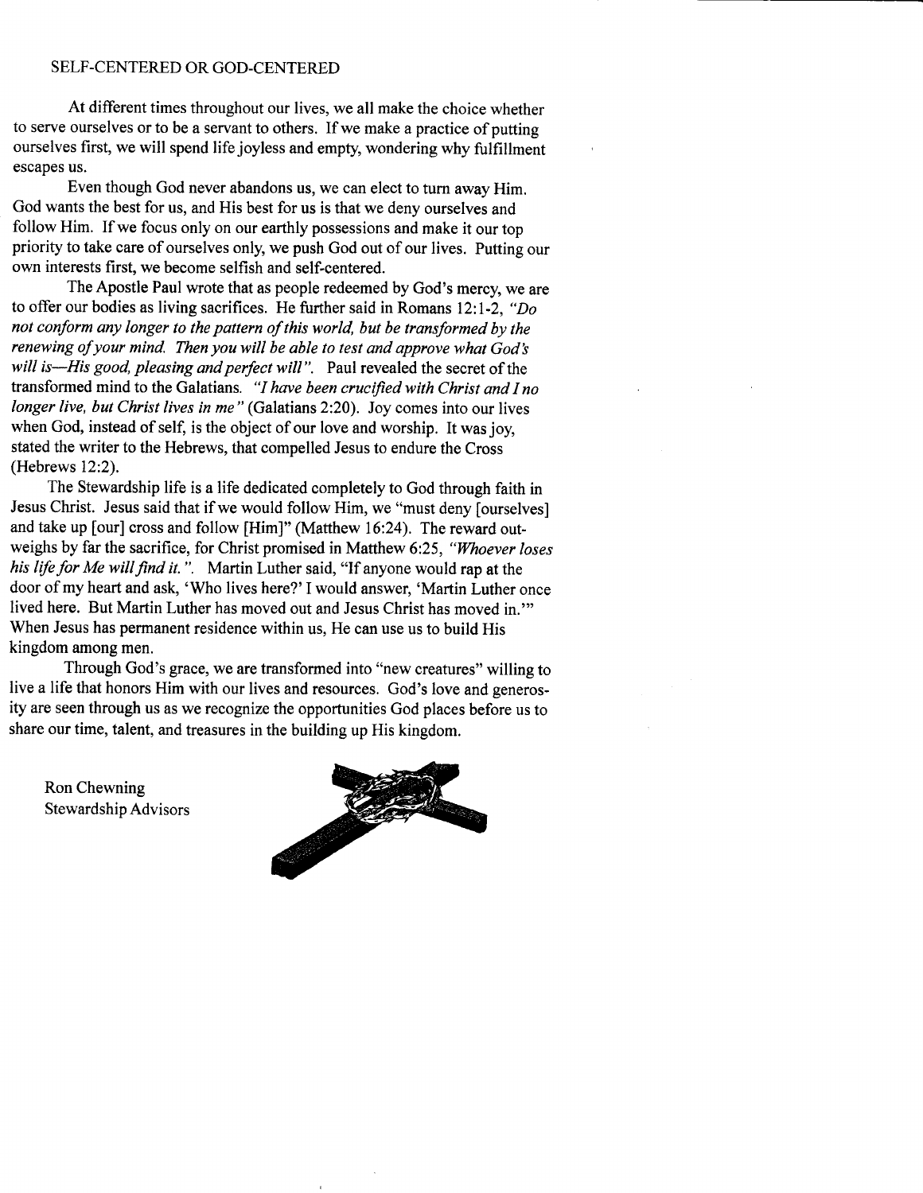SELF-CENTERED OR GOD-CENTERED

At different times throughout our lives, we all make the choice whether to serve ourselves or to be a servant to others. If we make a practice of putting ourselves first, we will spend life joyless and empty, wondering why fulfillment escapes us.

Even though God never abandons us, we can elect to turn away Him. God wants the best for us, and His best for us is that we deny ourselves and follow Him. If we focus only on our earthly possessions and make it our top priority to take care of ourselves only, we push God out of our lives. Putting our own interests first, we become selfish and self-centered.

The Apostle Paul wrote that as people redeemed by God's mercy, we are to offer our bodies as living sacrifices. He further said in Romans 12:1-2, *"Do not conform any longer to the pattern of this world, but be transformed by the renewing of your mind. Then you will be able to test and approve what God's will is—His good, pleasing and perfect will"*. Paul revealed the secret of the transformed mind to the Galatians. *"I have been crucified with Christ and I no longer live, but Christ lives in me"* (Galatians 2:20). Joy comes into our lives when God, instead of self, is the object of our love and worship. It was joy, stated the writer to the Hebrews, that compelled Jesus to endure the Cross (Hebrews 12:2).

The Stewardship life is a life dedicated completely to God through faith in Jesus Christ. Jesus said that if we would follow Him, we "must deny [ourselves] and take up [our] cross and follow [Him]" (Matthew 16:24). The reward outweighs by far the sacrifice, for Christ promised in Matthew 6:25, *"Whoever loses his life for Me will find it."*. Martin Luther said, "If anyone would rap at the door of my heart and ask, 'Who lives here?' I would answer, 'Martin Luther once lived here. But Martin Luther has moved out and Jesus Christ has moved in.'" When Jesus has permanent residence within us, He can use us to build His kingdom among men.

Through God's grace, we are transformed into "new creatures" willing to live a life that honors Him with our lives and resources. God's love and generosity are seen through us as we recognize the opportunities God places before us to share our time, talent, and treasures in the building up His kingdom.

Ron Chewning
Stewardship Advisors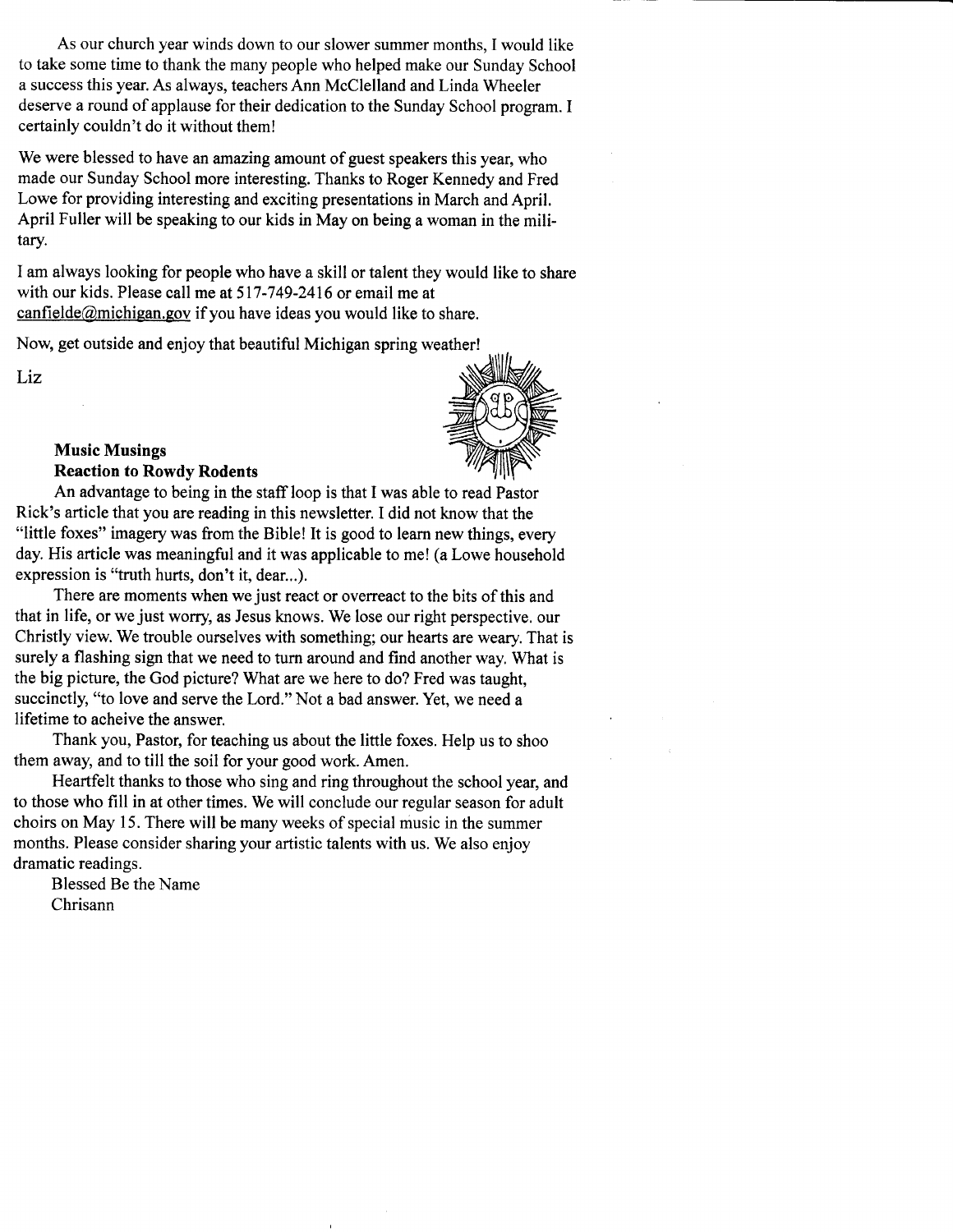As our church year winds down to our slower summer months, I would like to take some time to thank the many people who helped make our Sunday School a success this year. As always, teachers Ann McClelland and Linda Wheeler deserve a round of applause for their dedication to the Sunday School program. I certainly couldn't do it without them!

We were blessed to have an amazing amount of guest speakers this year, who made our Sunday School more interesting. Thanks to Roger Kennedy and Fred Lowe for providing interesting and exciting presentations in March and April. April Fuller will be speaking to our kids in May on being a woman in the military.

I am always looking for people who have a skill or talent they would like to share with our kids. Please call me at 517-749-2416 or email me at canfielde@michigan.gov if you have ideas you would like to share.

Now, get outside and enjoy that beautiful Michigan spring weather!

Liz

**Music Musings**
**Reaction to Rowdy Rodents**

An advantage to being in the staff loop is that I was able to read Pastor Rick's article that you are reading in this newsletter. I did not know that the "little foxes" imagery was from the Bible! It is good to learn new things, every day. His article was meaningful and it was applicable to me! (a Lowe household expression is "truth hurts, don't it, dear...).

There are moments when we just react or overreact to the bits of this and that in life, or we just worry, as Jesus knows. We lose our right perspective. our Christly view. We trouble ourselves with something; our hearts are weary. That is surely a flashing sign that we need to turn around and find another way. What is the big picture, the God picture? What are we here to do? Fred was taught, succinctly, "to love and serve the Lord." Not a bad answer. Yet, we need a lifetime to acheive the answer.

Thank you, Pastor, for teaching us about the little foxes. Help us to shoo them away, and to till the soil for your good work. Amen.

Heartfelt thanks to those who sing and ring throughout the school year, and to those who fill in at other times. We will conclude our regular season for adult choirs on May 15. There will be many weeks of special music in the summer months. Please consider sharing your artistic talents with us. We also enjoy dramatic readings.

Blessed Be the Name
Chrisann